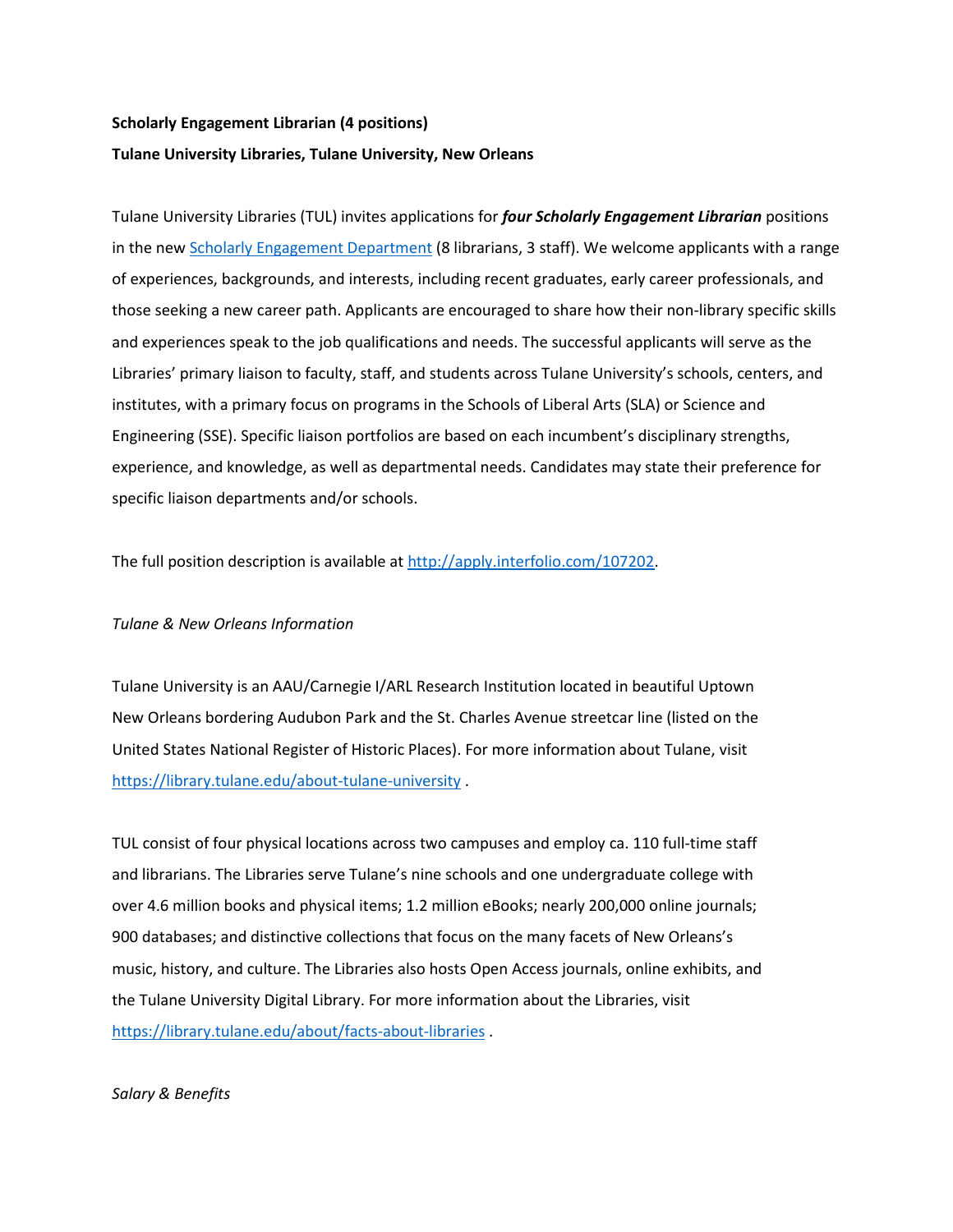**Scholarly Engagement Librarian (4 positions)**

**Tulane University Libraries, Tulane University, New Orleans**

Tulane University Libraries (TUL) invites applications for ***four Scholarly Engagement Librarian*** positions in the new [Scholarly Engagement Department](Scholarly Engagement Department) (8 librarians, 3 staff). We welcome applicants with a range of experiences, backgrounds, and interests, including recent graduates, early career professionals, and those seeking a new career path. Applicants are encouraged to share how their non-library specific skills and experiences speak to the job qualifications and needs. The successful applicants will serve as the Libraries' primary liaison to faculty, staff, and students across Tulane University's schools, centers, and institutes, with a primary focus on programs in the Schools of Liberal Arts (SLA) or Science and Engineering (SSE). Specific liaison portfolios are based on each incumbent's disciplinary strengths, experience, and knowledge, as well as departmental needs. Candidates may state their preference for specific liaison departments and/or schools.

The full position description is available at [http://apply.interfolio.com/107202](http://apply.interfolio.com/107202).

*Tulane & New Orleans Information*

Tulane University is an AAU/Carnegie I/ARL Research Institution located in beautiful Uptown New Orleans bordering Audubon Park and the St. Charles Avenue streetcar line (listed on the United States National Register of Historic Places). For more information about Tulane, visit [https://library.tulane.edu/about-tulane-university](https://library.tulane.edu/about-tulane-university) .

TUL consist of four physical locations across two campuses and employ ca. 110 full-time staff and librarians. The Libraries serve Tulane's nine schools and one undergraduate college with over 4.6 million books and physical items; 1.2 million eBooks; nearly 200,000 online journals; 900 databases; and distinctive collections that focus on the many facets of New Orleans's music, history, and culture. The Libraries also hosts Open Access journals, online exhibits, and the Tulane University Digital Library. For more information about the Libraries, visit [https://library.tulane.edu/about/facts-about-libraries](https://library.tulane.edu/about/facts-about-libraries) .

*Salary & Benefits*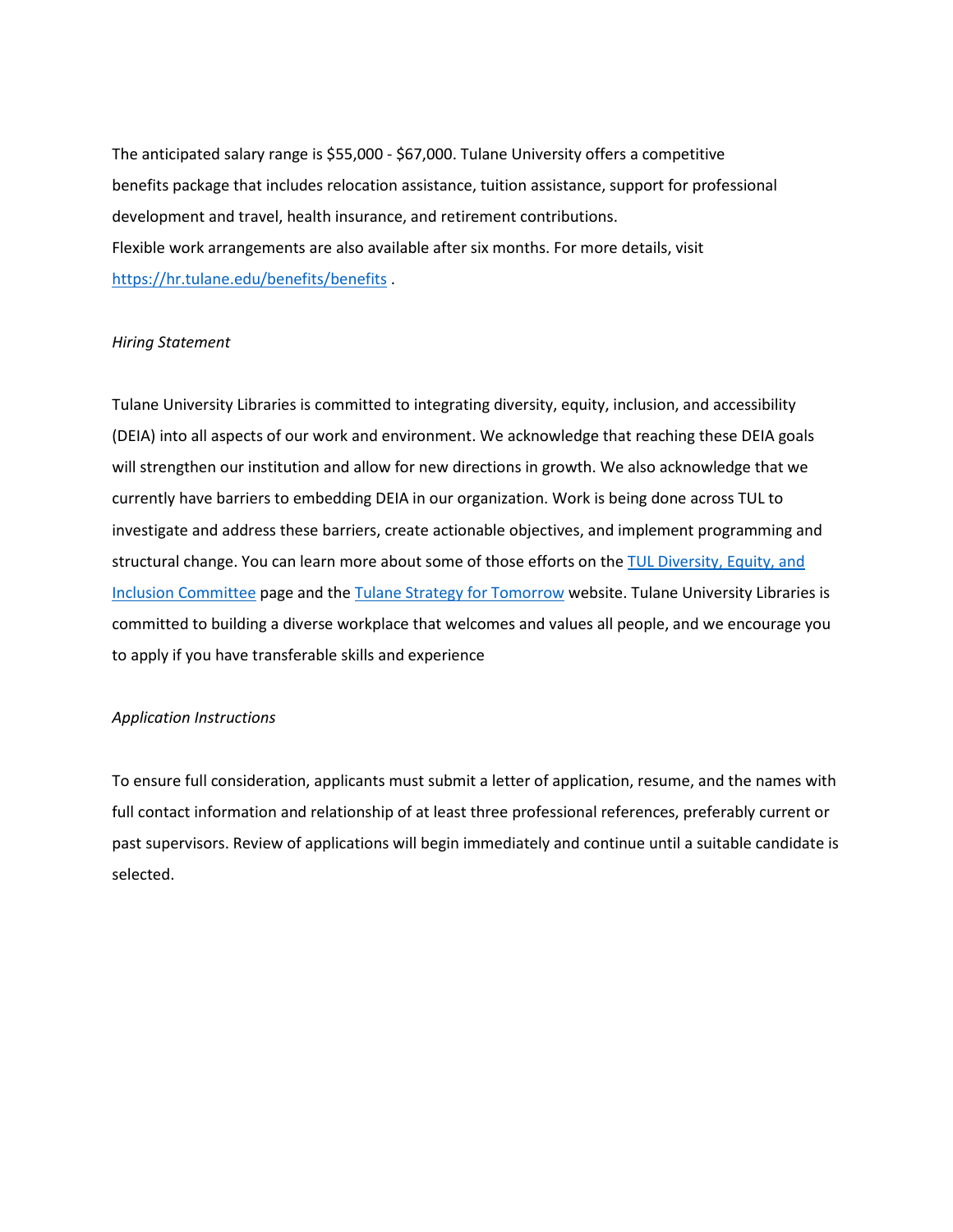The anticipated salary range is $55,000 - $67,000. Tulane University offers a competitive benefits package that includes relocation assistance, tuition assistance, support for professional development and travel, health insurance, and retirement contributions.
Flexible work arrangements are also available after six months. For more details, visit [https://hr.tulane.edu/benefits/benefits](https://hr.tulane.edu/benefits/benefits) .

*Hiring Statement*

Tulane University Libraries is committed to integrating diversity, equity, inclusion, and accessibility (DEIA) into all aspects of our work and environment. We acknowledge that reaching these DEIA goals will strengthen our institution and allow for new directions in growth. We also acknowledge that we currently have barriers to embedding DEIA in our organization. Work is being done across TUL to investigate and address these barriers, create actionable objectives, and implement programming and structural change. You can learn more about some of those efforts on the TUL Diversity, Equity, and Inclusion Committee page and the Tulane Strategy for Tomorrow website. Tulane University Libraries is committed to building a diverse workplace that welcomes and values all people, and we encourage you to apply if you have transferable skills and experience

*Application Instructions*

To ensure full consideration, applicants must submit a letter of application, resume, and the names with full contact information and relationship of at least three professional references, preferably current or past supervisors. Review of applications will begin immediately and continue until a suitable candidate is selected.